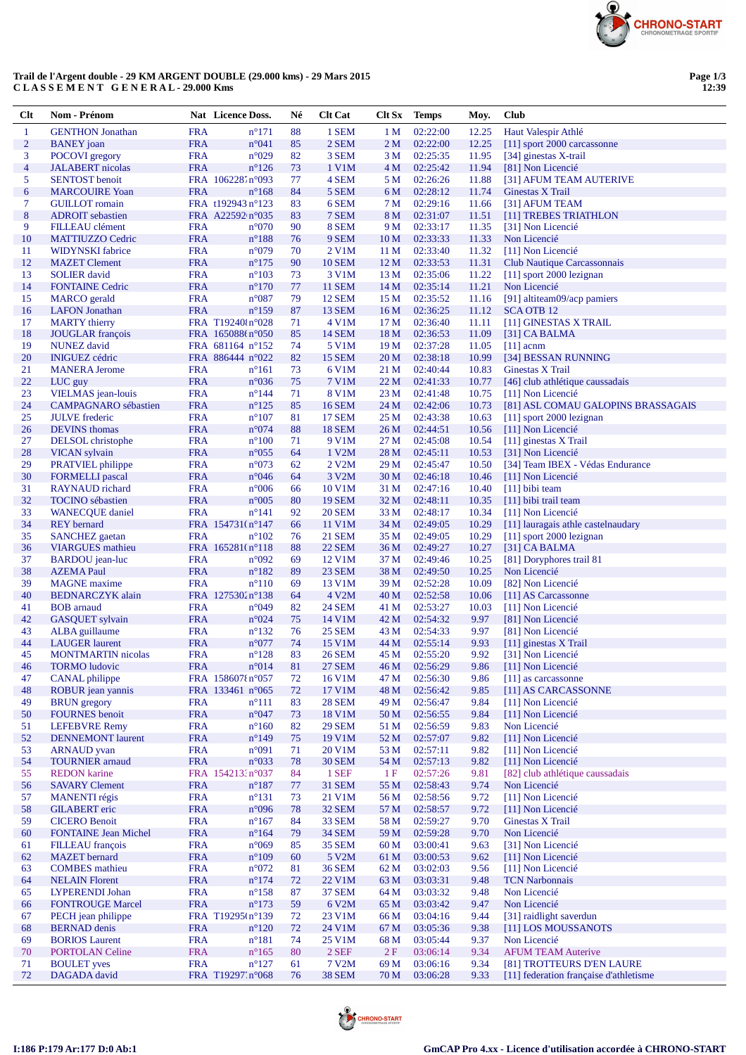# Trail de l'Argent double - 29 KM ARGENT DOUBLE (29.000 kms) - 29 Mars 2015

**C L A S S E M E N T   G E N E R A L - 29.000 Kms**

| Clt | Nom - Prénom | Nat | Licence | Doss. | Né | Clt Cat | Clt Sx | Temps | Moy. | Club |
|---|---|---|---|---|---|---|---|---|---|---|
| 1 | GENTHON Jonathan | FRA | | n°171 | 88 | 1 SEM | 1 M | 02:22:00 | 12.25 | Haut Valespir Athlé |
| 2 | BANEY joan | FRA | | n°041 | 85 | 2 SEM | 2 M | 02:22:00 | 12.25 | [11] sport 2000 carcassonne |
| 3 | POCOVI gregory | FRA | | n°029 | 82 | 3 SEM | 3 M | 02:25:35 | 11.95 | [34] ginestas X-trail |
| 4 | JALABERT nicolas | FRA | | n°126 | 73 | 1 V1M | 4 M | 02:25:42 | 11.94 | [81] Non Licencié |
| 5 | SENTOST benoit | FRA | 1062287 | n°093 | 77 | 4 SEM | 5 M | 02:26:26 | 11.88 | [31] AFUM TEAM AUTERIVE |
| 6 | MARCOUIRE Yoan | FRA | | n°168 | 84 | 5 SEM | 6 M | 02:28:12 | 11.74 | Ginestas X Trail |
| 7 | GUILLOT romain | FRA | t192943 | n°123 | 83 | 6 SEM | 7 M | 02:29:16 | 11.66 | [31] AFUM TEAM |
| 8 | ADROIT sebastien | FRA | A22592 | n°035 | 83 | 7 SEM | 8 M | 02:31:07 | 11.51 | [11] TREBES TRIATHLON |
| 9 | FILLEAU clément | FRA | | n°070 | 90 | 8 SEM | 9 M | 02:33:17 | 11.35 | [31] Non Licencié |
| 10 | MATTIUZZO Cedric | FRA | | n°188 | 76 | 9 SEM | 10 M | 02:33:33 | 11.33 | Non Licencié |
| 11 | WIDYNSKI fabrice | FRA | | n°079 | 70 | 2 V1M | 11 M | 02:33:40 | 11.32 | [11] Non Licencié |
| 12 | MAZET Clement | FRA | | n°175 | 90 | 10 SEM | 12 M | 02:33:53 | 11.31 | Club Nautique Carcassonnais |
| 13 | SOLIER david | FRA | | n°103 | 73 | 3 V1M | 13 M | 02:35:06 | 11.22 | [11] sport 2000 lezignan |
| 14 | FONTAINE Cedric | FRA | | n°170 | 77 | 11 SEM | 14 M | 02:35:14 | 11.21 | Non Licencié |
| 15 | MARCO gerald | FRA | | n°087 | 79 | 12 SEM | 15 M | 02:35:52 | 11.16 | [91] altiteam09/acp pamiers |
| 16 | LAFON Jonathan | FRA | | n°159 | 87 | 13 SEM | 16 M | 02:36:25 | 11.12 | SCA OTB 12 |
| 17 | MARTY thierry | FRA | T19240 | n°028 | 71 | 4 V1M | 17 M | 02:36:40 | 11.11 | [11] GINESTAS X TRAIL |
| 18 | JOUGLAR françois | FRA | 165088 | n°050 | 85 | 14 SEM | 18 M | 02:36:53 | 11.09 | [31] CA BALMA |
| 19 | NUNEZ david | FRA | 681164 | n°152 | 74 | 5 V1M | 19 M | 02:37:28 | 11.05 | [11] acnm |
| 20 | INIGUEZ cédric | FRA | 886444 | n°022 | 82 | 15 SEM | 20 M | 02:38:18 | 10.99 | [34] BESSAN RUNNING |
| 21 | MANERA Jerome | FRA | | n°161 | 73 | 6 V1M | 21 M | 02:40:44 | 10.83 | Ginestas X Trail |
| 22 | LUC guy | FRA | | n°036 | 75 | 7 V1M | 22 M | 02:41:33 | 10.77 | [46] club athlétique caussadais |
| 23 | VIELMAS jean-louis | FRA | | n°144 | 71 | 8 V1M | 23 M | 02:41:48 | 10.75 | [11] Non Licencié |
| 24 | CAMPAGNARO sébastien | FRA | | n°125 | 85 | 16 SEM | 24 M | 02:42:06 | 10.73 | [81] ASL COMAU GALOPINS BRASSAGAIS |
| 25 | JULVE frederic | FRA | | n°107 | 81 | 17 SEM | 25 M | 02:43:38 | 10.63 | [11] sport 2000 lezignan |
| 26 | DEVINS thomas | FRA | | n°074 | 88 | 18 SEM | 26 M | 02:44:51 | 10.56 | [11] Non Licencié |
| 27 | DELSOL christophe | FRA | | n°100 | 71 | 9 V1M | 27 M | 02:45:08 | 10.54 | [11] ginestas X Trail |
| 28 | VICAN sylvain | FRA | | n°055 | 64 | 1 V2M | 28 M | 02:45:11 | 10.53 | [31] Non Licencié |
| 29 | PRATVIEL philippe | FRA | | n°073 | 62 | 2 V2M | 29 M | 02:45:47 | 10.50 | [34] Team IBEX - Védas Endurance |
| 30 | FORMELLI pascal | FRA | | n°046 | 64 | 3 V2M | 30 M | 02:46:18 | 10.46 | [11] Non Licencié |
| 31 | RAYNAUD richard | FRA | | n°006 | 66 | 10 V1M | 31 M | 02:47:16 | 10.40 | [11] bibi team |
| 32 | TOCINO sébastien | FRA | | n°005 | 80 | 19 SEM | 32 M | 02:48:11 | 10.35 | [11] bibi trail team |
| 33 | WANECQUE daniel | FRA | | n°141 | 92 | 20 SEM | 33 M | 02:48:17 | 10.34 | [11] Non Licencié |
| 34 | REY bernard | FRA | 154731 | n°147 | 66 | 11 V1M | 34 M | 02:49:05 | 10.29 | [11] lauragais athle castelnaudary |
| 35 | SANCHEZ gaetan | FRA | | n°102 | 76 | 21 SEM | 35 M | 02:49:05 | 10.29 | [11] sport 2000 lezignan |
| 36 | VIARGUES mathieu | FRA | 165281 | n°118 | 88 | 22 SEM | 36 M | 02:49:27 | 10.27 | [31] CA BALMA |
| 37 | BARDOU jean-luc | FRA | | n°092 | 69 | 12 V1M | 37 M | 02:49:46 | 10.25 | [81] Doryphores trail 81 |
| 38 | AZEMA Paul | FRA | | n°182 | 89 | 23 SEM | 38 M | 02:49:50 | 10.25 | Non Licencié |
| 39 | MAGNE maxime | FRA | | n°110 | 69 | 13 V1M | 39 M | 02:52:28 | 10.09 | [82] Non Licencié |
| 40 | BEDNARCZYK alain | FRA | 127530 | n°138 | 64 | 4 V2M | 40 M | 02:52:58 | 10.06 | [11] AS Carcassonne |
| 41 | BOB arnaud | FRA | | n°049 | 82 | 24 SEM | 41 M | 02:53:27 | 10.03 | [11] Non Licencié |
| 42 | GASQUET sylvain | FRA | | n°024 | 75 | 14 V1M | 42 M | 02:54:32 | 9.97 | [81] Non Licencié |
| 43 | ALBA guillaume | FRA | | n°132 | 76 | 25 SEM | 43 M | 02:54:33 | 9.97 | [81] Non Licencié |
| 44 | LAUGER laurent | FRA | | n°077 | 74 | 15 V1M | 44 M | 02:55:14 | 9.93 | [11] ginestas X Trail |
| 45 | MONTMARTIN nicolas | FRA | | n°128 | 83 | 26 SEM | 45 M | 02:55:20 | 9.92 | [31] Non Licencié |
| 46 | TORMO ludovic | FRA | | n°014 | 81 | 27 SEM | 46 M | 02:56:29 | 9.86 | [11] Non Licencié |
| 47 | CANAL philippe | FRA | 158607 | n°057 | 72 | 16 V1M | 47 M | 02:56:30 | 9.86 | [11] as carcassonne |
| 48 | ROBUR jean yannis | FRA | 133461 | n°065 | 72 | 17 V1M | 48 M | 02:56:42 | 9.85 | [11] AS CARCASSONNE |
| 49 | BRUN gregory | FRA | | n°111 | 83 | 28 SEM | 49 M | 02:56:47 | 9.84 | [11] Non Licencié |
| 50 | FOURNES benoit | FRA | | n°047 | 73 | 18 V1M | 50 M | 02:56:55 | 9.84 | [11] Non Licencié |
| 51 | LEFEBVRE Remy | FRA | | n°160 | 82 | 29 SEM | 51 M | 02:56:59 | 9.83 | Non Licencié |
| 52 | DENNEMONT laurent | FRA | | n°149 | 75 | 19 V1M | 52 M | 02:57:07 | 9.82 | [11] Non Licencié |
| 53 | ARNAUD yvan | FRA | | n°091 | 71 | 20 V1M | 53 M | 02:57:11 | 9.82 | [11] Non Licencié |
| 54 | TOURNIER arnaud | FRA | | n°033 | 78 | 30 SEM | 54 M | 02:57:13 | 9.82 | [11] Non Licencié |
| 55 | REDON karine | FRA | 154213 | n°037 | 84 | 1 SEF | 1 F | 02:57:26 | 9.81 | [82] club athlétique caussadais |
| 56 | SAVARY Clement | FRA | | n°187 | 77 | 31 SEM | 55 M | 02:58:43 | 9.74 | Non Licencié |
| 57 | MANENTI régis | FRA | | n°131 | 73 | 21 V1M | 56 M | 02:58:56 | 9.72 | [11] Non Licencié |
| 58 | GILABERT eric | FRA | | n°096 | 78 | 32 SEM | 57 M | 02:58:57 | 9.72 | [11] Non Licencié |
| 59 | CICERO Benoit | FRA | | n°167 | 84 | 33 SEM | 58 M | 02:59:27 | 9.70 | Ginestas X Trail |
| 60 | FONTAINE Jean Michel | FRA | | n°164 | 79 | 34 SEM | 59 M | 02:59:28 | 9.70 | Non Licencié |
| 61 | FILLEAU françois | FRA | | n°069 | 85 | 35 SEM | 60 M | 03:00:41 | 9.63 | [31] Non Licencié |
| 62 | MAZET bernard | FRA | | n°109 | 60 | 5 V2M | 61 M | 03:00:53 | 9.62 | [11] Non Licencié |
| 63 | COMBES mathieu | FRA | | n°072 | 81 | 36 SEM | 62 M | 03:02:03 | 9.56 | [11] Non Licencié |
| 64 | NELAIN Florent | FRA | | n°174 | 72 | 22 V1M | 63 M | 03:03:31 | 9.48 | TCN Narbonnais |
| 65 | LYPERENDI Johan | FRA | | n°158 | 87 | 37 SEM | 64 M | 03:03:32 | 9.48 | Non Licencié |
| 66 | FONTROUGE Marcel | FRA | | n°173 | 59 | 6 V2M | 65 M | 03:03:42 | 9.47 | Non Licencié |
| 67 | PECH jean philippe | FRA | T19295 | n°139 | 72 | 23 V1M | 66 M | 03:04:16 | 9.44 | [31] raidlight saverdun |
| 68 | BERNAD denis | FRA | | n°120 | 72 | 24 V1M | 67 M | 03:05:36 | 9.38 | [11] LOS MOUSSANOTS |
| 69 | BORIOS Laurent | FRA | | n°181 | 74 | 25 V1M | 68 M | 03:05:44 | 9.37 | Non Licencié |
| 70 | PORTOLAN Celine | FRA | | n°165 | 80 | 2 SEF | 2 F | 03:06:14 | 9.34 | AFUM TEAM Auterive |
| 71 | BOULET yves | FRA | | n°127 | 61 | 7 V2M | 69 M | 03:06:16 | 9.34 | [81] TROTTEURS D'EN LAURE |
| 72 | DAGADA david | FRA | T19297 | n°068 | 76 | 38 SEM | 70 M | 03:06:28 | 9.33 | [11] federation française d'athletisme |

I:186 P:179 Ar:177 D:0 Ab:1

GmCAP Pro 4.xx - Licence d'utilisation accordée à CHRONO-START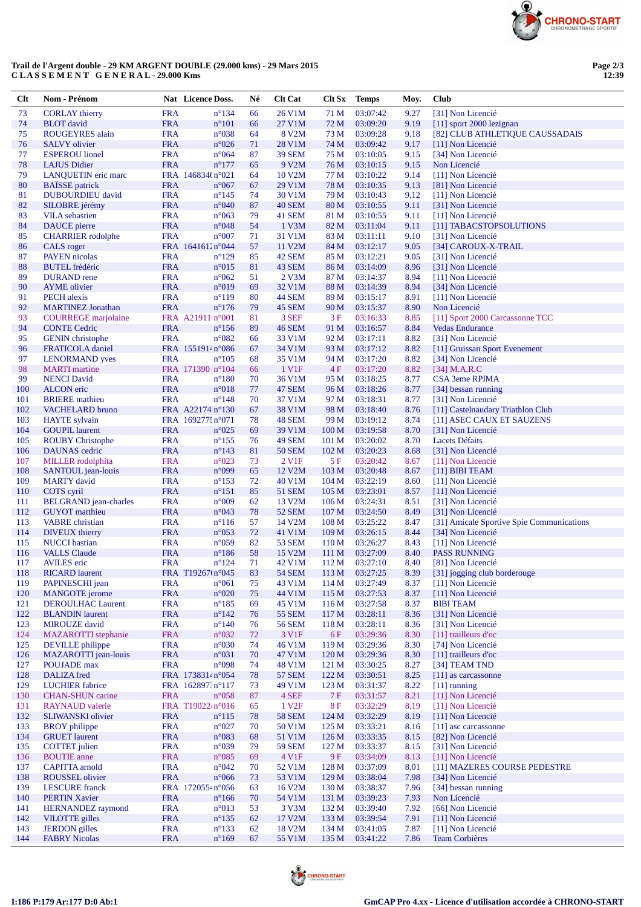**Trail de l'Argent double - 29 KM ARGENT DOUBLE (29.000 kms) - 29 Mars 2015**
**C L A S S E M E N T   G E N E R A L - 29.000 Kms**

| Clt | Nom - Prénom | Nat | Licence | Doss. | Né | Clt Cat | Clt Sx | Temps | Moy. | Club |
|---|---|---|---|---|---|---|---|---|---|---|
| 73 | CORLAY thierry | FRA | | n°134 | 66 | 26 V1M | 71 M | 03:07:42 | 9.27 | [31] Non Licencié |
| 74 | BLOT david | FRA | | n°101 | 66 | 27 V1M | 72 M | 03:09:20 | 9.19 | [11] sport 2000 lezignan |
| 75 | ROUGEYRES alain | FRA | | n°038 | 64 | 8 V2M | 73 M | 03:09:28 | 9.18 | [82] CLUB ATHLETIQUE CAUSSADAIS |
| 76 | SALVY olivier | FRA | | n°026 | 71 | 28 V1M | 74 M | 03:09:42 | 9.17 | [11] Non Licencié |
| 77 | ESPEROU lionel | FRA | | n°064 | 87 | 39 SEM | 75 M | 03:10:05 | 9.15 | [34] Non Licencié |
| 78 | LAJUS Didier | FRA | | n°177 | 65 | 9 V2M | 76 M | 03:10:15 | 9.15 | Non Licencié |
| 79 | LANQUETIN eric marc | FRA | 146834( | n°021 | 64 | 10 V2M | 77 M | 03:10:22 | 9.14 | [11] Non Licencié |
| 80 | BAÏSSE patrick | FRA | | n°067 | 67 | 29 V1M | 78 M | 03:10:35 | 9.13 | [81] Non Licencié |
| 81 | DUBOURDIEU david | FRA | | n°145 | 74 | 30 V1M | 79 M | 03:10:43 | 9.12 | [11] Non Licencié |
| 82 | SILOBRE jérémy | FRA | | n°040 | 87 | 40 SEM | 80 M | 03:10:55 | 9.11 | [31] Non Licencié |
| 83 | VILA sebastien | FRA | | n°063 | 79 | 41 SEM | 81 M | 03:10:55 | 9.11 | [11] Non Licencié |
| 84 | DAUCE pierre | FRA | | n°048 | 54 | 1 V3M | 82 M | 03:11:04 | 9.11 | [11] TABACSTOPSOLUTIONS |
| 85 | CHARRIER rodolphe | FRA | | n°007 | 71 | 31 V1M | 83 M | 03:11:11 | 9.10 | [31] Non Licencié |
| 86 | CALS roger | FRA | 164161 | n°044 | 57 | 11 V2M | 84 M | 03:12:17 | 9.05 | [34] CAROUX-X-TRAIL |
| 87 | PAYEN nicolas | FRA | | n°129 | 85 | 42 SEM | 85 M | 03:12:21 | 9.05 | [31] Non Licencié |
| 88 | BUTEL frédéric | FRA | | n°015 | 81 | 43 SEM | 86 M | 03:14:09 | 8.96 | [31] Non Licencié |
| 89 | DURAND rene | FRA | | n°062 | 51 | 2 V3M | 87 M | 03:14:37 | 8.94 | [11] Non Licencié |
| 90 | AYME olivier | FRA | | n°019 | 69 | 32 V1M | 88 M | 03:14:39 | 8.94 | [34] Non Licencié |
| 91 | PECH alexis | FRA | | n°119 | 80 | 44 SEM | 89 M | 03:15:17 | 8.91 | [11] Non Licencié |
| 92 | MARTINEZ Jonathan | FRA | | n°176 | 79 | 45 SEM | 90 M | 03:15:37 | 8.90 | Non Licencié |
| 93 | COURREGE marjolaine | FRA | A21911 | n°001 | 81 | 3 SEF | 3 F | 03:16:33 | 8.85 | [11] Sport 2000 Carcassonne TCC |
| 94 | CONTE Cedric | FRA | | n°156 | 89 | 46 SEM | 91 M | 03:16:57 | 8.84 | Vedas Endurance |
| 95 | GENIN christophe | FRA | | n°082 | 66 | 33 V1M | 92 M | 03:17:11 | 8.82 | [31] Non Licencié |
| 96 | FRATICOLA daniel | FRA | 155191 | n°086 | 67 | 34 V1M | 93 M | 03:17:12 | 8.82 | [11] Gruissan Sport Evenement |
| 97 | LENORMAND yves | FRA | | n°105 | 68 | 35 V1M | 94 M | 03:17:20 | 8.82 | [34] Non Licencié |
| 98 | MARTI martine | FRA | 171390 | n°104 | 66 | 1 V1F | 4 F | 03:17:20 | 8.82 | [34] M.A.R.C |
| 99 | NENCI David | FRA | | n°180 | 70 | 36 V1M | 95 M | 03:18:25 | 8.77 | CSA 3eme RPIMA |
| 100 | ALCON eric | FRA | | n°018 | 77 | 47 SEM | 96 M | 03:18:26 | 8.77 | [34] bessan running |
| 101 | BRIERE mathieu | FRA | | n°148 | 70 | 37 V1M | 97 M | 03:18:31 | 8.77 | [31] Non Licencié |
| 102 | VACHELARD bruno | FRA | A22174 | n°130 | 67 | 38 V1M | 98 M | 03:18:40 | 8.76 | [11] Castelnaudary Triathlon Club |
| 103 | HAYTE sylvain | FRA | 169277 | n°071 | 78 | 48 SEM | 99 M | 03:19:12 | 8.74 | [11] ASEC CAUX ET SAUZENS |
| 104 | GOUPIL laurent | FRA | | n°025 | 69 | 39 V1M | 100 M | 03:19:58 | 8.70 | [31] Non Licencié |
| 105 | ROUBY Christophe | FRA | | n°155 | 76 | 49 SEM | 101 M | 03:20:02 | 8.70 | Lacets Défaits |
| 106 | DAUNAS cedric | FRA | | n°143 | 81 | 50 SEM | 102 M | 03:20:23 | 8.68 | [31] Non Licencié |
| 107 | MILLER rodolphita | FRA | | n°023 | 73 | 2 V1F | 5 F | 03:20:42 | 8.67 | [11] Non Licencié |
| 108 | SANTOUL jean-louis | FRA | | n°099 | 65 | 12 V2M | 103 M | 03:20:48 | 8.67 | [11] BIBI TEAM |
| 109 | MARTY david | FRA | | n°153 | 72 | 40 V1M | 104 M | 03:22:19 | 8.60 | [11] Non Licencié |
| 110 | COTS cyril | FRA | | n°151 | 85 | 51 SEM | 105 M | 03:23:01 | 8.57 | [11] Non Licencié |
| 111 | BELGRAND jean-charles | FRA | | n°009 | 62 | 13 V2M | 106 M | 03:24:31 | 8.51 | [31] Non Licencié |
| 112 | GUYOT matthieu | FRA | | n°043 | 78 | 52 SEM | 107 M | 03:24:50 | 8.49 | [31] Non Licencié |
| 113 | VABRE christian | FRA | | n°116 | 57 | 14 V2M | 108 M | 03:25:22 | 8.47 | [31] Amicale Sportive Spie Communications |
| 114 | DIVEUX thierry | FRA | | n°053 | 72 | 41 V1M | 109 M | 03:26:15 | 8.44 | [34] Non Licencié |
| 115 | NUCCI bastian | FRA | | n°059 | 82 | 53 SEM | 110 M | 03:26:27 | 8.43 | [11] Non Licencié |
| 116 | VALLS Claude | FRA | | n°186 | 58 | 15 V2M | 111 M | 03:27:09 | 8.40 | PASS RUNNING |
| 117 | AVILES eric | FRA | | n°124 | 71 | 42 V1M | 112 M | 03:27:10 | 8.40 | [81] Non Licencié |
| 118 | RICARD laurent | FRA | T19267( | n°045 | 83 | 54 SEM | 113 M | 03:27:25 | 8.39 | [31] jogging club borderouge |
| 119 | PAPINESCHI jean | FRA | | n°061 | 75 | 43 V1M | 114 M | 03:27:49 | 8.37 | [11] Non Licencié |
| 120 | MANGOTE jerome | FRA | | n°020 | 75 | 44 V1M | 115 M | 03:27:53 | 8.37 | [11] Non Licencié |
| 121 | DEROULHAC Laurent | FRA | | n°185 | 69 | 45 V1M | 116 M | 03:27:58 | 8.37 | BIBI TEAM |
| 122 | BLANDIN laurent | FRA | | n°142 | 76 | 55 SEM | 117 M | 03:28:11 | 8.36 | [31] Non Licencié |
| 123 | MIROUZE david | FRA | | n°140 | 76 | 56 SEM | 118 M | 03:28:11 | 8.36 | [31] Non Licencié |
| 124 | MAZAROTTI stephanie | FRA | | n°032 | 72 | 3 V1F | 6 F | 03:29:36 | 8.30 | [11] trailleurs d'oc |
| 125 | DEVILLE philippe | FRA | | n°030 | 74 | 46 V1M | 119 M | 03:29:36 | 8.30 | [74] Non Licencié |
| 126 | MAZAROTTI jean-louis | FRA | | n°031 | 70 | 47 V1M | 120 M | 03:29:36 | 8.30 | [11] trailleurs d'oc |
| 127 | POUJADE max | FRA | | n°098 | 74 | 48 V1M | 121 M | 03:30:25 | 8.27 | [34] TEAM TND |
| 128 | DALIZA fred | FRA | 173831 | n°054 | 78 | 57 SEM | 122 M | 03:30:51 | 8.25 | [11] as carcassonne |
| 129 | LUCHIER fabrice | FRA | 162897 | n°117 | 73 | 49 V1M | 123 M | 03:31:37 | 8.22 | [11] running |
| 130 | CHAN-SHUN carine | FRA | | n°058 | 87 | 4 SEF | 7 F | 03:31:57 | 8.21 | [11] Non Licencié |
| 131 | RAYNAUD valerie | FRA | T19022 | n°016 | 65 | 1 V2F | 8 F | 03:32:29 | 8.19 | [11] Non Licencié |
| 132 | SLIWANSKI olivier | FRA | | n°115 | 78 | 58 SEM | 124 M | 03:32:29 | 8.19 | [11] Non Licencié |
| 133 | BROY philippe | FRA | | n°027 | 70 | 50 V1M | 125 M | 03:33:21 | 8.16 | [11] asc carcassonne |
| 134 | GRUET laurent | FRA | | n°083 | 68 | 51 V1M | 126 M | 03:33:35 | 8.15 | [82] Non Licencié |
| 135 | COTTET julien | FRA | | n°039 | 79 | 59 SEM | 127 M | 03:33:37 | 8.15 | [31] Non Licencié |
| 136 | BOUTIE anne | FRA | | n°085 | 69 | 4 V1F | 9 F | 03:34:09 | 8.13 | [11] Non Licencié |
| 137 | CAPITTA arnold | FRA | | n°042 | 70 | 52 V1M | 128 M | 03:37:09 | 8.01 | [11] MAZERES COURSE PEDESTRE |
| 138 | ROUSSEL olivier | FRA | | n°066 | 73 | 53 V1M | 129 M | 03:38:04 | 7.98 | [34] Non Licencié |
| 139 | LESCURE franck | FRA | 172055 | n°056 | 63 | 16 V2M | 130 M | 03:38:37 | 7.96 | [34] bessan running |
| 140 | PERTIN Xavier | FRA | | n°166 | 70 | 54 V1M | 131 M | 03:39:23 | 7.93 | Non Licencié |
| 141 | HERNANDEZ raymond | FRA | | n°013 | 53 | 3 V3M | 132 M | 03:39:40 | 7.92 | [66] Non Licencié |
| 142 | VILOTTE gilles | FRA | | n°135 | 62 | 17 V2M | 133 M | 03:39:54 | 7.91 | [11] Non Licencié |
| 143 | JERDON gilles | FRA | | n°133 | 62 | 18 V2M | 134 M | 03:41:05 | 7.87 | [11] Non Licencié |
| 144 | FABRY Nicolas | FRA | | n°169 | 67 | 55 V1M | 135 M | 03:41:22 | 7.86 | Team Corbières |

I:186 P:179 Ar:177 D:0 Ab:1

GmCAP Pro 4.xx - Licence d'utilisation accordée à CHRONO-START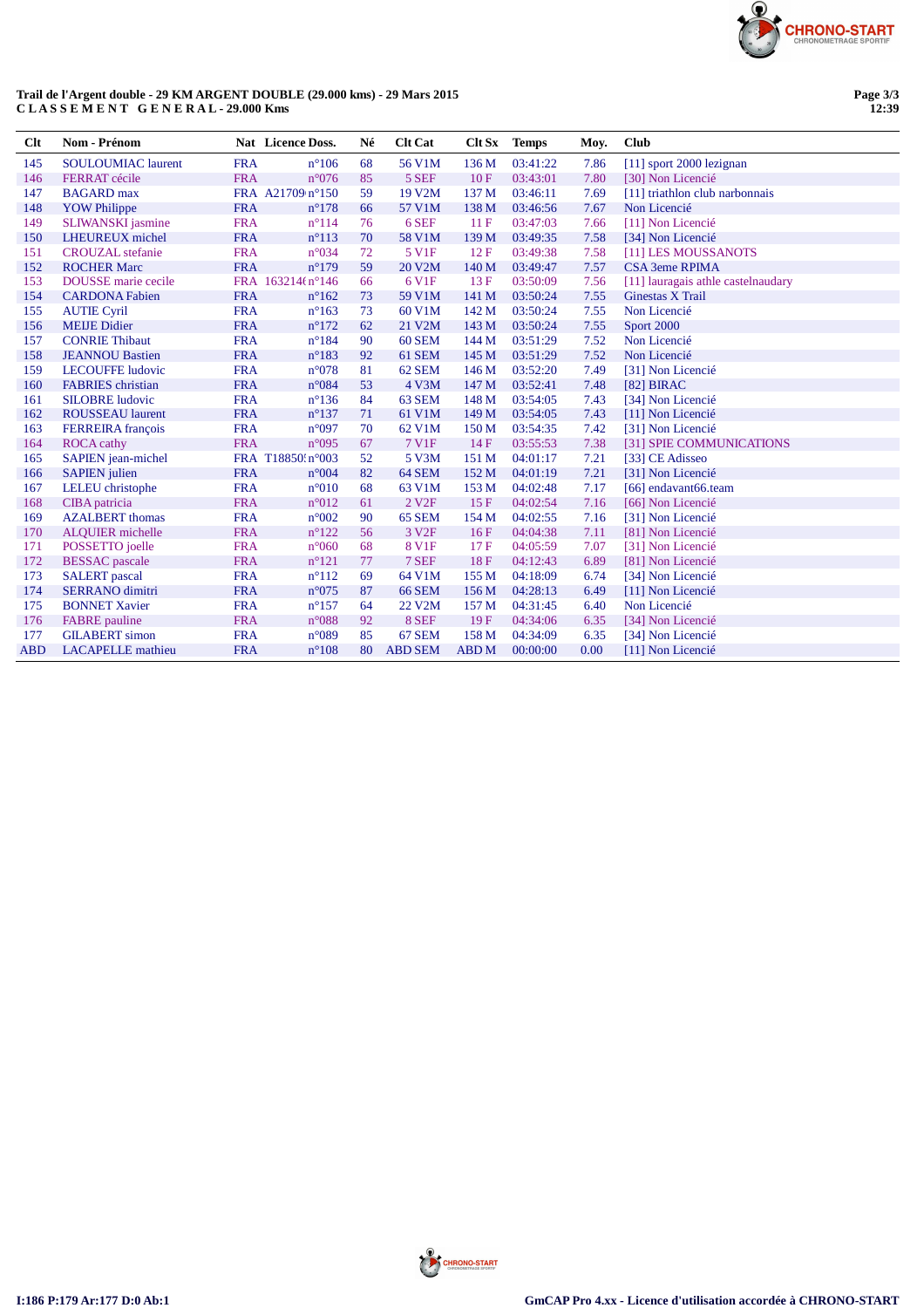**Trail de l'Argent double - 29 KM ARGENT DOUBLE (29.000 kms) - 29 Mars 2015**
**C L A S S E M E N T   G E N E R A L - 29.000 Kms**

| Clt | Nom - Prénom | Nat | Licence | Doss. | Né | Clt Cat | Clt Sx | Temps | Moy. | Club |
|---|---|---|---|---|---|---|---|---|---|---|
| 145 | SOULOUMIAC laurent | FRA | | n°106 | 68 | 56 V1M | 136 M | 03:41:22 | 7.86 | [11] sport 2000 lezignan |
| 146 | FERRAT cécile | FRA | | n°076 | 85 | 5 SEF | 10 F | 03:43:01 | 7.80 | [30] Non Licencié |
| 147 | BAGARD max | FRA | A21709 | n°150 | 59 | 19 V2M | 137 M | 03:46:11 | 7.69 | [11] triathlon club narbonnais |
| 148 | YOW Philippe | FRA | | n°178 | 66 | 57 V1M | 138 M | 03:46:56 | 7.67 | Non Licencié |
| 149 | SLIWANSKI jasmine | FRA | | n°114 | 76 | 6 SEF | 11 F | 03:47:03 | 7.66 | [11] Non Licencié |
| 150 | LHEUREUX michel | FRA | | n°113 | 70 | 58 V1M | 139 M | 03:49:35 | 7.58 | [34] Non Licencié |
| 151 | CROUZAL stefanie | FRA | | n°034 | 72 | 5 V1F | 12 F | 03:49:38 | 7.58 | [11] LES MOUSSANOTS |
| 152 | ROCHER Marc | FRA | | n°179 | 59 | 20 V2M | 140 M | 03:49:47 | 7.57 | CSA 3eme RPIMA |
| 153 | DOUSSE marie cecile | FRA | 163214( | n°146 | 66 | 6 V1F | 13 F | 03:50:09 | 7.56 | [11] lauragais athle castelnaudary |
| 154 | CARDONA Fabien | FRA | | n°162 | 73 | 59 V1M | 141 M | 03:50:24 | 7.55 | Ginestas X Trail |
| 155 | AUTIE Cyril | FRA | | n°163 | 73 | 60 V1M | 142 M | 03:50:24 | 7.55 | Non Licencié |
| 156 | MEIJE Didier | FRA | | n°172 | 62 | 21 V2M | 143 M | 03:50:24 | 7.55 | Sport 2000 |
| 157 | CONRIE Thibaut | FRA | | n°184 | 90 | 60 SEM | 144 M | 03:51:29 | 7.52 | Non Licencié |
| 158 | JEANNOU Bastien | FRA | | n°183 | 92 | 61 SEM | 145 M | 03:51:29 | 7.52 | Non Licencié |
| 159 | LECOUFFE ludovic | FRA | | n°078 | 81 | 62 SEM | 146 M | 03:52:20 | 7.49 | [31] Non Licencié |
| 160 | FABRIES christian | FRA | | n°084 | 53 | 4 V3M | 147 M | 03:52:41 | 7.48 | [82] BIRAC |
| 161 | SILOBRE ludovic | FRA | | n°136 | 84 | 63 SEM | 148 M | 03:54:05 | 7.43 | [34] Non Licencié |
| 162 | ROUSSEAU laurent | FRA | | n°137 | 71 | 61 V1M | 149 M | 03:54:05 | 7.43 | [11] Non Licencié |
| 163 | FERREIRA françois | FRA | | n°097 | 70 | 62 V1M | 150 M | 03:54:35 | 7.42 | [31] Non Licencié |
| 164 | ROCA cathy | FRA | | n°095 | 67 | 7 V1F | 14 F | 03:55:53 | 7.38 | [31] SPIE COMMUNICATIONS |
| 165 | SAPIEN jean-michel | FRA | T18850! | n°003 | 52 | 5 V3M | 151 M | 04:01:17 | 7.21 | [33] CE Adisseo |
| 166 | SAPIEN julien | FRA | | n°004 | 82 | 64 SEM | 152 M | 04:01:19 | 7.21 | [31] Non Licencié |
| 167 | LELEU christophe | FRA | | n°010 | 68 | 63 V1M | 153 M | 04:02:48 | 7.17 | [66] endavant66.team |
| 168 | CIBA patricia | FRA | | n°012 | 61 | 2 V2F | 15 F | 04:02:54 | 7.16 | [66] Non Licencié |
| 169 | AZALBERT thomas | FRA | | n°002 | 90 | 65 SEM | 154 M | 04:02:55 | 7.16 | [31] Non Licencié |
| 170 | ALQUIER michelle | FRA | | n°122 | 56 | 3 V2F | 16 F | 04:04:38 | 7.11 | [81] Non Licencié |
| 171 | POSSETTO joelle | FRA | | n°060 | 68 | 8 V1F | 17 F | 04:05:59 | 7.07 | [31] Non Licencié |
| 172 | BESSAC pascale | FRA | | n°121 | 77 | 7 SEF | 18 F | 04:12:43 | 6.89 | [81] Non Licencié |
| 173 | SALERT pascal | FRA | | n°112 | 69 | 64 V1M | 155 M | 04:18:09 | 6.74 | [34] Non Licencié |
| 174 | SERRANO dimitri | FRA | | n°075 | 87 | 66 SEM | 156 M | 04:28:13 | 6.49 | [11] Non Licencié |
| 175 | BONNET Xavier | FRA | | n°157 | 64 | 22 V2M | 157 M | 04:31:45 | 6.40 | Non Licencié |
| 176 | FABRE pauline | FRA | | n°088 | 92 | 8 SEF | 19 F | 04:34:06 | 6.35 | [34] Non Licencié |
| 177 | GILABERT simon | FRA | | n°089 | 85 | 67 SEM | 158 M | 04:34:09 | 6.35 | [34] Non Licencié |
| ABD | LACAPELLE mathieu | FRA | | n°108 | 80 | ABD SEM | ABD M | 00:00:00 | 0.00 | [11] Non Licencié |

I:186 P:179 Ar:177 D:0 Ab:1

GmCAP Pro 4.xx - Licence d'utilisation accordée à CHRONO-START